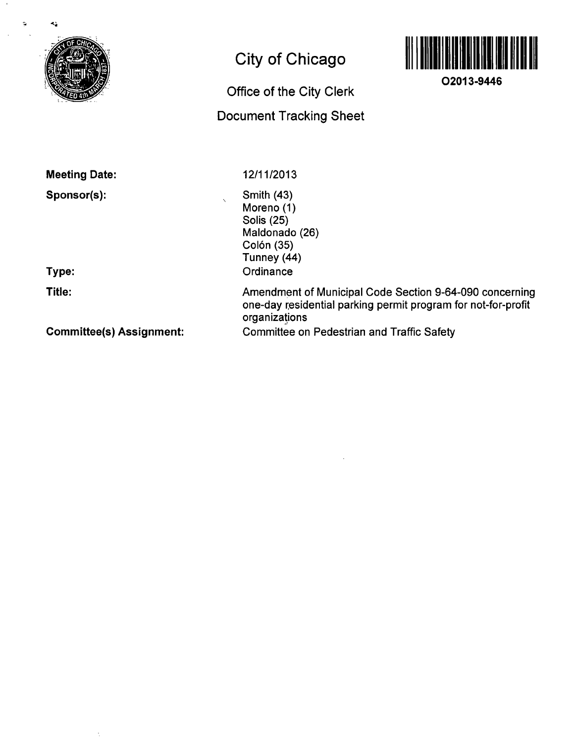# City of Chicago

## Office of the City Clerk

## Document Tracking Sheet

**O2013-9446**

**Meeting Date:** 12/11/2013

**Sponsor(s):**
Smith (43)
Moreno (1)
Solis (25)
Maldonado (26)
Colón (35)
Tunney (44)

**Type:** Ordinance

**Title:** Amendment of Municipal Code Section 9-64-090 concerning one-day residential parking permit program for not-for-profit organizations

**Committee(s) Assignment:** Committee on Pedestrian and Traffic Safety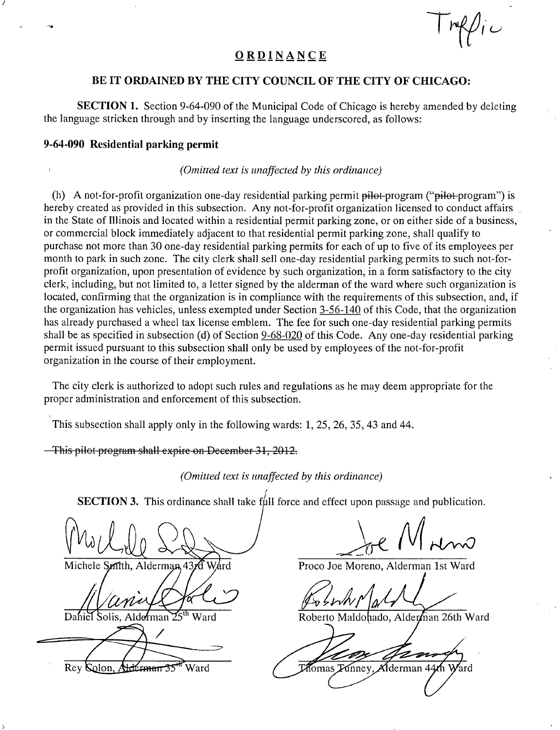Traffic

# ORDINANCE

## BE IT ORDAINED BY THE CITY COUNCIL OF THE CITY OF CHICAGO:

**SECTION 1.** Section 9-64-090 of the Municipal Code of Chicago is hereby amended by deleting the language stricken through and by inserting the language underscored, as follows:

### 9-64-090 Residential parking permit

*(Omitted text is unaffected by this ordinance)*

(h) A not-for-profit organization one-day residential parking permit ~~pilot~~ program ("~~pilot~~ program") is hereby created as provided in this subsection. Any not-for-profit organization licensed to conduct affairs in the State of Illinois and located within a residential permit parking zone, or on either side of a business, or commercial block immediately adjacent to that residential permit parking zone, shall qualify to purchase not more than 30 one-day residential parking permits for each of up to five of its employees per month to park in such zone. The city clerk shall sell one-day residential parking permits to such not-for-profit organization, upon presentation of evidence by such organization, in a form satisfactory to the city clerk, including, but not limited to, a letter signed by the alderman of the ward where such organization is located, confirming that the organization is in compliance with the requirements of this subsection, and, if the organization has vehicles, unless exempted under Section 3-56-140 of this Code, that the organization has already purchased a wheel tax license emblem. The fee for such one-day residential parking permits shall be as specified in subsection (d) of Section 9-68-020 of this Code. Any one-day residential parking permit issued pursuant to this subsection shall only be used by employees of the not-for-profit organization in the course of their employment.

The city clerk is authorized to adopt such rules and regulations as he may deem appropriate for the proper administration and enforcement of this subsection.

This subsection shall apply only in the following wards: 1, 25, 26, 35, 43 and 44.

~~This pilot program shall expire on December 31, 2012.~~

*(Omitted text is unaffected by this ordinance)*

**SECTION 3.** This ordinance shall take full force and effect upon passage and publication.

Michele Smith, Alderman 43rd Ward

Proco Joe Moreno, Alderman 1st Ward

Daniel Solis, Alderman 25th Ward

Roberto Maldonado, Alderman 26th Ward

Rey Colon, Alderman 35th Ward

Thomas Tunney, Alderman 44th Ward